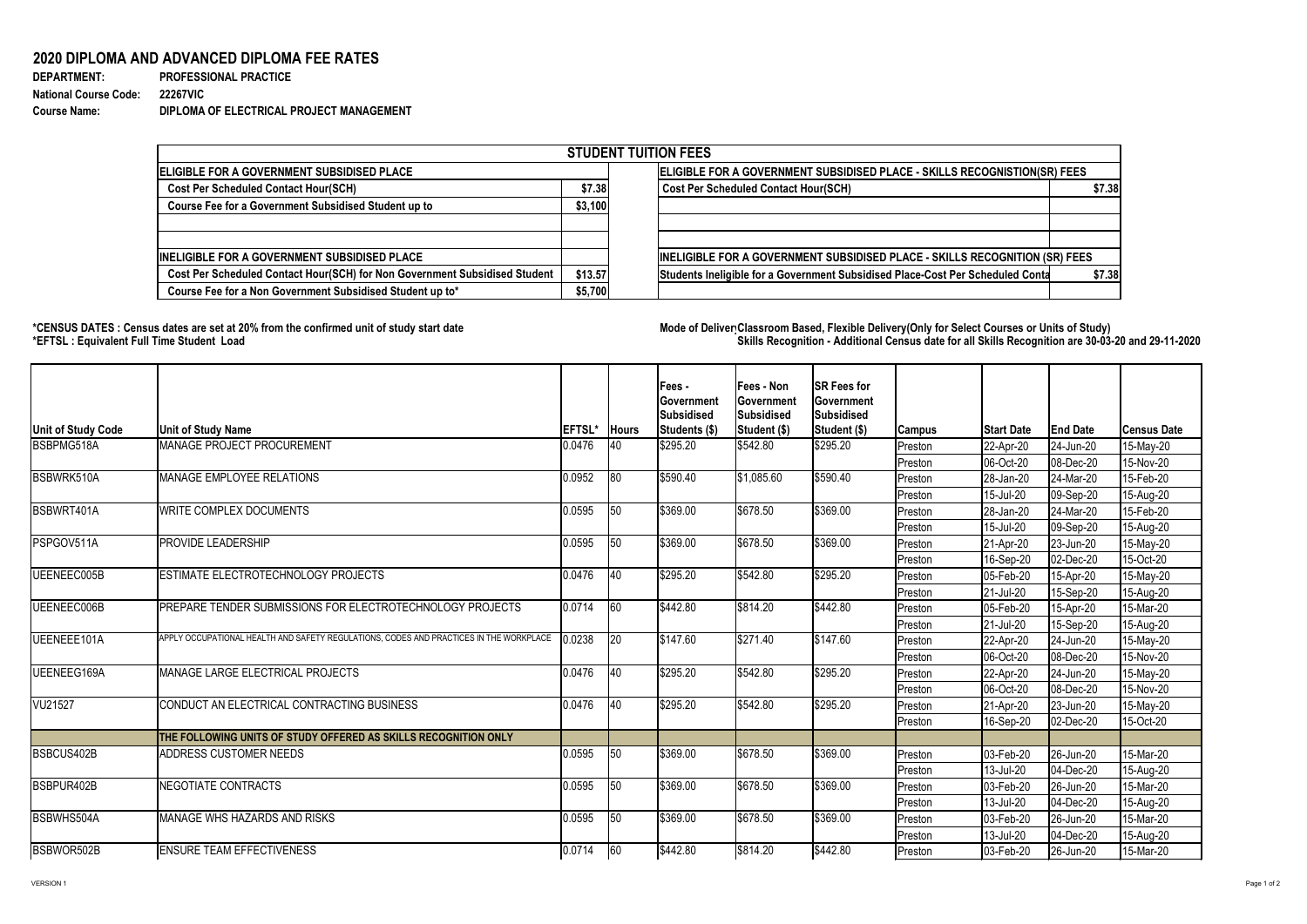# 2020 DIPLOMA AND ADVANCED DIPLOMA FEE RATES

**DEPARTMENT:** PROFESSIONAL PRACTICE
**National Course Code:** 22267VIC
**Course Name:** DIPLOMA OF ELECTRICAL PROJECT MANAGEMENT

| STUDENT TUITION FEES | | | |
|---|---|---|---|
| **ELIGIBLE FOR A GOVERNMENT SUBSIDISED PLACE** | | **ELIGIBLE FOR A GOVERNMENT SUBSIDISED PLACE - SKILLS RECOGNISTION(SR) FEES** | |
| Cost Per Scheduled Contact Hour(SCH) | $7.38 | Cost Per Scheduled Contact Hour(SCH) | $7.38 |
| Course Fee for a Government Subsidised Student up to | $3,100 | | |
| | | | |
| | | | |
| **INELIGIBLE FOR A GOVERNMENT SUBSIDISED PLACE** | | **INELIGIBLE FOR A GOVERNMENT SUBSIDISED PLACE - SKILLS RECOGNITION (SR) FEES** | |
| Cost Per Scheduled Contact Hour(SCH) for Non Government Subsidised Student | $13.57 | Students Ineligible for a Government Subsidised Place-Cost Per Scheduled Conta | $7.38 |
| Course Fee for a Non Government Subsidised Student up to* | $5,700 | | |

**\*CENSUS DATES : Census dates are set at 20% from the confirmed unit of study start date**
**\*EFTSL : Equivalent Full Time Student Load**

**Mode of Deliver Classroom Based, Flexible Delivery(Only for Select Courses or Units of Study)**
**Skills Recognition - Additional Census date for all Skills Recognition are 30-03-20 and 29-11-2020**

| Unit of Study Code | Unit of Study Name | EFTSL* | Hours | Fees - Government Subsidised Students ($) | Fees - Non Government Subsidised Student ($) | SR Fees for Government Subsidised Student ($) | Campus | Start Date | End Date | Census Date |
|---|---|---|---|---|---|---|---|---|---|---|
| BSBPMG518A | MANAGE PROJECT PROCUREMENT | 0.0476 | 40 | $295.20 | $542.80 | $295.20 | Preston | 22-Apr-20 | 24-Jun-20 | 15-May-20 |
| | | | | | | | Preston | 06-Oct-20 | 08-Dec-20 | 15-Nov-20 |
| BSBWRK510A | MANAGE EMPLOYEE RELATIONS | 0.0952 | 80 | $590.40 | $1,085.60 | $590.40 | Preston | 28-Jan-20 | 24-Mar-20 | 15-Feb-20 |
| | | | | | | | Preston | 15-Jul-20 | 09-Sep-20 | 15-Aug-20 |
| BSBWRT401A | WRITE COMPLEX DOCUMENTS | 0.0595 | 50 | $369.00 | $678.50 | $369.00 | Preston | 28-Jan-20 | 24-Mar-20 | 15-Feb-20 |
| | | | | | | | Preston | 15-Jul-20 | 09-Sep-20 | 15-Aug-20 |
| PSPGOV511A | PROVIDE LEADERSHIP | 0.0595 | 50 | $369.00 | $678.50 | $369.00 | Preston | 21-Apr-20 | 23-Jun-20 | 15-May-20 |
| | | | | | | | Preston | 16-Sep-20 | 02-Dec-20 | 15-Oct-20 |
| UEENEEC005B | ESTIMATE ELECTROTECHNOLOGY PROJECTS | 0.0476 | 40 | $295.20 | $542.80 | $295.20 | Preston | 05-Feb-20 | 15-Apr-20 | 15-May-20 |
| | | | | | | | Preston | 21-Jul-20 | 15-Sep-20 | 15-Aug-20 |
| UEENEEC006B | PREPARE TENDER SUBMISSIONS FOR ELECTROTECHNOLOGY PROJECTS | 0.0714 | 60 | $442.80 | $814.20 | $442.80 | Preston | 05-Feb-20 | 15-Apr-20 | 15-Mar-20 |
| | | | | | | | Preston | 21-Jul-20 | 15-Sep-20 | 15-Aug-20 |
| UEENEEE101A | APPLY OCCUPATIONAL HEALTH AND SAFETY REGULATIONS, CODES AND PRACTICES IN THE WORKPLACE | 0.0238 | 20 | $147.60 | $271.40 | $147.60 | Preston | 22-Apr-20 | 24-Jun-20 | 15-May-20 |
| | | | | | | | Preston | 06-Oct-20 | 08-Dec-20 | 15-Nov-20 |
| UEENEEG169A | MANAGE LARGE ELECTRICAL PROJECTS | 0.0476 | 40 | $295.20 | $542.80 | $295.20 | Preston | 22-Apr-20 | 24-Jun-20 | 15-May-20 |
| | | | | | | | Preston | 06-Oct-20 | 08-Dec-20 | 15-Nov-20 |
| VU21527 | CONDUCT AN ELECTRICAL CONTRACTING BUSINESS | 0.0476 | 40 | $295.20 | $542.80 | $295.20 | Preston | 21-Apr-20 | 23-Jun-20 | 15-May-20 |
| | | | | | | | Preston | 16-Sep-20 | 02-Dec-20 | 15-Oct-20 |
| | **THE FOLLOWING UNITS OF STUDY OFFERED AS SKILLS RECOGNITION ONLY** | | | | | | | | | |
| BSBCUS402B | ADDRESS CUSTOMER NEEDS | 0.0595 | 50 | $369.00 | $678.50 | $369.00 | Preston | 03-Feb-20 | 26-Jun-20 | 15-Mar-20 |
| | | | | | | | Preston | 13-Jul-20 | 04-Dec-20 | 15-Aug-20 |
| BSBPUR402B | NEGOTIATE CONTRACTS | 0.0595 | 50 | $369.00 | $678.50 | $369.00 | Preston | 03-Feb-20 | 26-Jun-20 | 15-Mar-20 |
| | | | | | | | Preston | 13-Jul-20 | 04-Dec-20 | 15-Aug-20 |
| BSBWHS504A | MANAGE WHS HAZARDS AND RISKS | 0.0595 | 50 | $369.00 | $678.50 | $369.00 | Preston | 03-Feb-20 | 26-Jun-20 | 15-Mar-20 |
| | | | | | | | Preston | 13-Jul-20 | 04-Dec-20 | 15-Aug-20 |
| BSBWOR502B | ENSURE TEAM EFFECTIVENESS | 0.0714 | 60 | $442.80 | $814.20 | $442.80 | Preston | 03-Feb-20 | 26-Jun-20 | 15-Mar-20 |

VERSION 1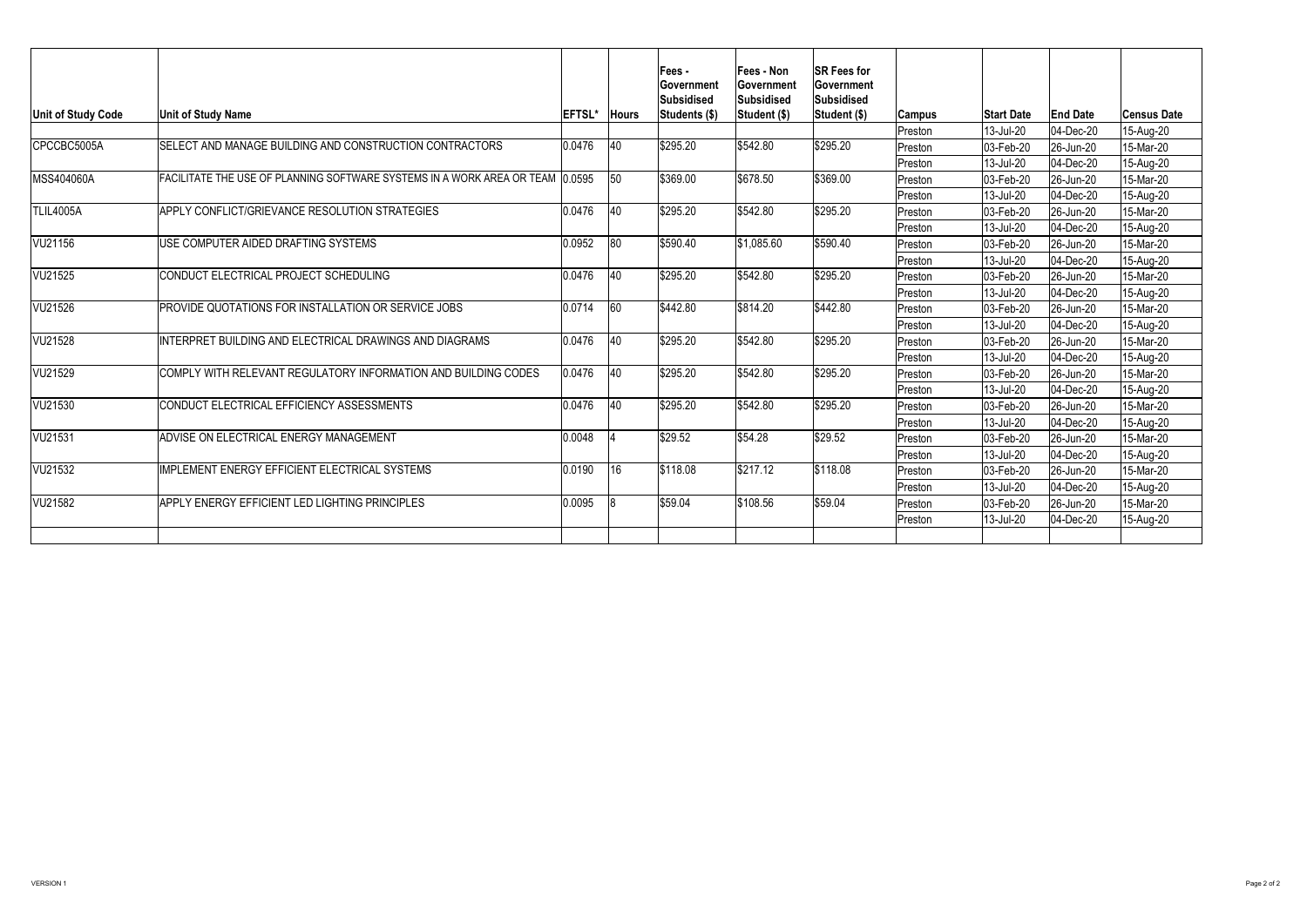| Unit of Study Code | Unit of Study Name | EFTSL* | Hours | Fees - Government Subsidised Students ($) | Fees - Non Government Subsidised Student ($) | SR Fees for Government Subsidised Student ($) | Campus | Start Date | End Date | Census Date |
|---|---|---|---|---|---|---|---|---|---|---|
| | | | | | | | Preston | 13-Jul-20 | 04-Dec-20 | 15-Aug-20 |
| CPCCBC5005A | SELECT AND MANAGE BUILDING AND CONSTRUCTION CONTRACTORS | 0.0476 | 40 | $295.20 | $542.80 | $295.20 | Preston | 03-Feb-20 | 26-Jun-20 | 15-Mar-20 |
| | | | | | | | Preston | 13-Jul-20 | 04-Dec-20 | 15-Aug-20 |
| MSS404060A | FACILITATE THE USE OF PLANNING SOFTWARE SYSTEMS IN A WORK AREA OR TEAM | 0.0595 | 50 | $369.00 | $678.50 | $369.00 | Preston | 03-Feb-20 | 26-Jun-20 | 15-Mar-20 |
| | | | | | | | Preston | 13-Jul-20 | 04-Dec-20 | 15-Aug-20 |
| TLIL4005A | APPLY CONFLICT/GRIEVANCE RESOLUTION STRATEGIES | 0.0476 | 40 | $295.20 | $542.80 | $295.20 | Preston | 03-Feb-20 | 26-Jun-20 | 15-Mar-20 |
| | | | | | | | Preston | 13-Jul-20 | 04-Dec-20 | 15-Aug-20 |
| VU21156 | USE COMPUTER AIDED DRAFTING SYSTEMS | 0.0952 | 80 | $590.40 | $1,085.60 | $590.40 | Preston | 03-Feb-20 | 26-Jun-20 | 15-Mar-20 |
| | | | | | | | Preston | 13-Jul-20 | 04-Dec-20 | 15-Aug-20 |
| VU21525 | CONDUCT ELECTRICAL PROJECT SCHEDULING | 0.0476 | 40 | $295.20 | $542.80 | $295.20 | Preston | 03-Feb-20 | 26-Jun-20 | 15-Mar-20 |
| | | | | | | | Preston | 13-Jul-20 | 04-Dec-20 | 15-Aug-20 |
| VU21526 | PROVIDE QUOTATIONS FOR INSTALLATION OR SERVICE JOBS | 0.0714 | 60 | $442.80 | $814.20 | $442.80 | Preston | 03-Feb-20 | 26-Jun-20 | 15-Mar-20 |
| | | | | | | | Preston | 13-Jul-20 | 04-Dec-20 | 15-Aug-20 |
| VU21528 | INTERPRET BUILDING AND ELECTRICAL DRAWINGS AND DIAGRAMS | 0.0476 | 40 | $295.20 | $542.80 | $295.20 | Preston | 03-Feb-20 | 26-Jun-20 | 15-Mar-20 |
| | | | | | | | Preston | 13-Jul-20 | 04-Dec-20 | 15-Aug-20 |
| VU21529 | COMPLY WITH RELEVANT REGULATORY INFORMATION AND BUILDING CODES | 0.0476 | 40 | $295.20 | $542.80 | $295.20 | Preston | 03-Feb-20 | 26-Jun-20 | 15-Mar-20 |
| | | | | | | | Preston | 13-Jul-20 | 04-Dec-20 | 15-Aug-20 |
| VU21530 | CONDUCT ELECTRICAL EFFICIENCY ASSESSMENTS | 0.0476 | 40 | $295.20 | $542.80 | $295.20 | Preston | 03-Feb-20 | 26-Jun-20 | 15-Mar-20 |
| | | | | | | | Preston | 13-Jul-20 | 04-Dec-20 | 15-Aug-20 |
| VU21531 | ADVISE ON ELECTRICAL ENERGY MANAGEMENT | 0.0048 | 4 | $29.52 | $54.28 | $29.52 | Preston | 03-Feb-20 | 26-Jun-20 | 15-Mar-20 |
| | | | | | | | Preston | 13-Jul-20 | 04-Dec-20 | 15-Aug-20 |
| VU21532 | IMPLEMENT ENERGY EFFICIENT ELECTRICAL SYSTEMS | 0.0190 | 16 | $118.08 | $217.12 | $118.08 | Preston | 03-Feb-20 | 26-Jun-20 | 15-Mar-20 |
| | | | | | | | Preston | 13-Jul-20 | 04-Dec-20 | 15-Aug-20 |
| VU21582 | APPLY ENERGY EFFICIENT LED LIGHTING PRINCIPLES | 0.0095 | 8 | $59.04 | $108.56 | $59.04 | Preston | 03-Feb-20 | 26-Jun-20 | 15-Mar-20 |
| | | | | | | | Preston | 13-Jul-20 | 04-Dec-20 | 15-Aug-20 |

VERSION 1